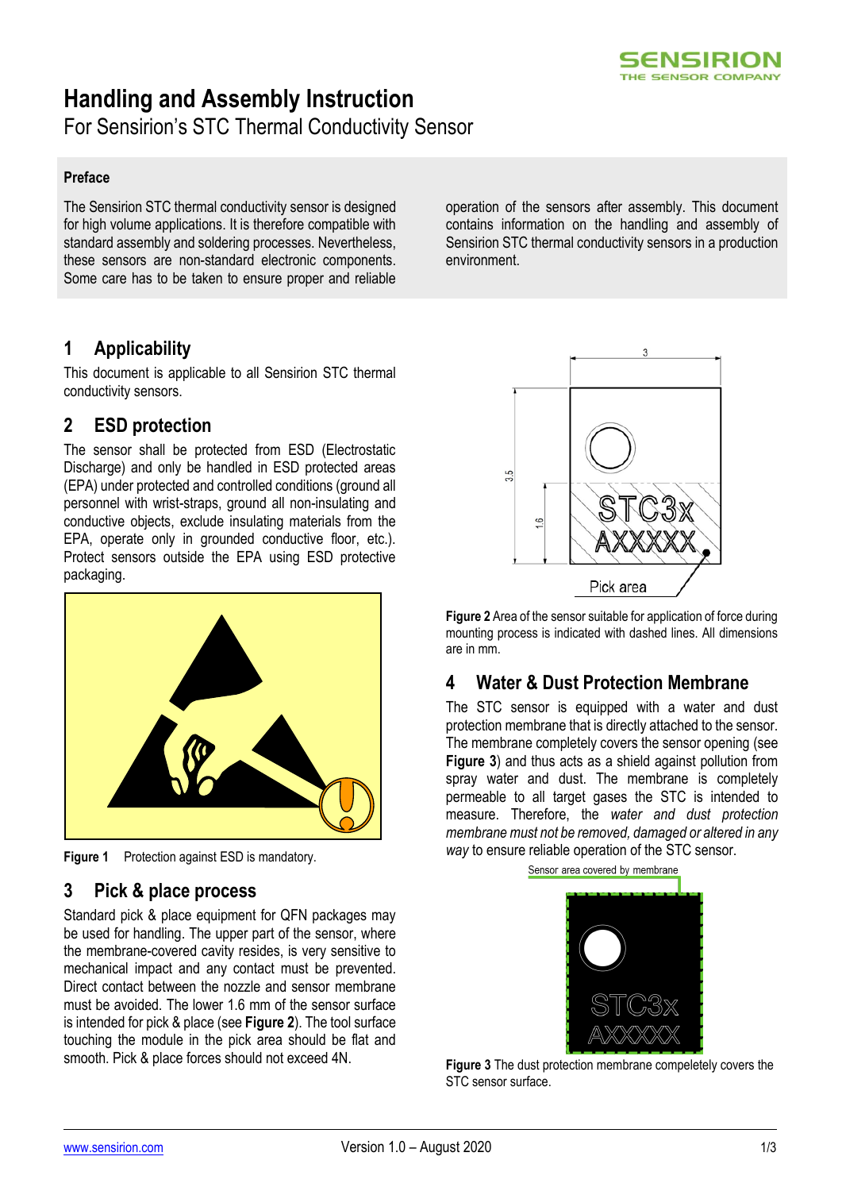# Handling and Assembly Instruction

For Sensirion's STC Thermal Conductivity Sensor

**Preface**

The Sensirion STC thermal conductivity sensor is designed for high volume applications. It is therefore compatible with standard assembly and soldering processes. Nevertheless, these sensors are non-standard electronic components. Some care has to be taken to ensure proper and reliable operation of the sensors after assembly. This document contains information on the handling and assembly of Sensirion STC thermal conductivity sensors in a production environment.

## 1 Applicability

This document is applicable to all Sensirion STC thermal conductivity sensors.

## 2 ESD protection

The sensor shall be protected from ESD (Electrostatic Discharge) and only be handled in ESD protected areas (EPA) under protected and controlled conditions (ground all personnel with wrist-straps, ground all non-insulating and conductive objects, exclude insulating materials from the EPA, operate only in grounded conductive floor, etc.). Protect sensors outside the EPA using ESD protective packaging.

**Figure 1** Protection against ESD is mandatory.

## 3 Pick & place process

Standard pick & place equipment for QFN packages may be used for handling. The upper part of the sensor, where the membrane-covered cavity resides, is very sensitive to mechanical impact and any contact must be prevented. Direct contact between the nozzle and sensor membrane must be avoided. The lower 1.6 mm of the sensor surface is intended for pick & place (see **Figure 2**). The tool surface touching the module in the pick area should be flat and smooth. Pick & place forces should not exceed 4N.

**Figure 2** Area of the sensor suitable for application of force during mounting process is indicated with dashed lines. All dimensions are in mm.

## 4 Water & Dust Protection Membrane

The STC sensor is equipped with a water and dust protection membrane that is directly attached to the sensor. The membrane completely covers the sensor opening (see **Figure 3**) and thus acts as a shield against pollution from spray water and dust. The membrane is completely permeable to all target gases the STC is intended to measure. Therefore, the *water and dust protection membrane must not be removed, damaged or altered in any way* to ensure reliable operation of the STC sensor.

**Figure 3** The dust protection membrane compeletely covers the STC sensor surface.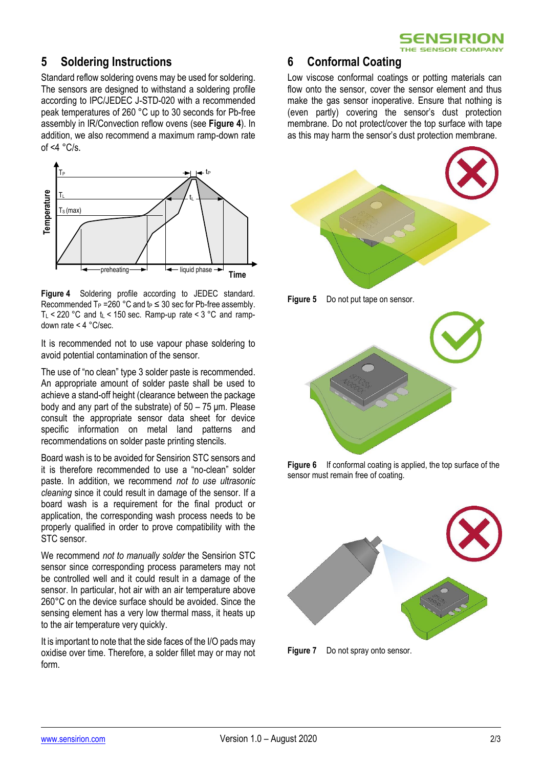## 5 Soldering Instructions

Standard reflow soldering ovens may be used for soldering. The sensors are designed to withstand a soldering profile according to IPC/JEDEC J-STD-020 with a recommended peak temperatures of 260 °C up to 30 seconds for Pb-free assembly in IR/Convection reflow ovens (see **Figure 4**). In addition, we also recommend a maximum ramp-down rate of <4 °C/s.

**Figure 4** Soldering profile according to JEDEC standard. Recommended $T_P$ =260 °C and $t_P \leq 30$ sec for Pb-free assembly. $T_L < 220$ °C and $t_L < 150$ sec. Ramp-up rate < 3 °C and ramp-down rate < 4 °C/sec.

It is recommended not to use vapour phase soldering to avoid potential contamination of the sensor.

The use of "no clean" type 3 solder paste is recommended. An appropriate amount of solder paste shall be used to achieve a stand-off height (clearance between the package body and any part of the substrate) of 50 – 75 µm. Please consult the appropriate sensor data sheet for device specific information on metal land patterns and recommendations on solder paste printing stencils.

Board wash is to be avoided for Sensirion STC sensors and it is therefore recommended to use a "no-clean" solder paste. In addition, we recommend *not to use ultrasonic cleaning* since it could result in damage of the sensor. If a board wash is a requirement for the final product or application, the corresponding wash process needs to be properly qualified in order to prove compatibility with the STC sensor.

We recommend *not to manually solder* the Sensirion STC sensor since corresponding process parameters may not be controlled well and it could result in a damage of the sensor. In particular, hot air with an air temperature above 260°C on the device surface should be avoided. Since the sensing element has a very low thermal mass, it heats up to the air temperature very quickly.

It is important to note that the side faces of the I/O pads may oxidise over time. Therefore, a solder fillet may or may not form.

## 6 Conformal Coating

Low viscose conformal coatings or potting materials can flow onto the sensor, cover the sensor element and thus make the gas sensor inoperative. Ensure that nothing is (even partly) covering the sensor's dust protection membrane. Do not protect/cover the top surface with tape as this may harm the sensor's dust protection membrane.

**Figure 5** Do not put tape on sensor.

**Figure 6** If conformal coating is applied, the top surface of the sensor must remain free of coating.

**Figure 7** Do not spray onto sensor.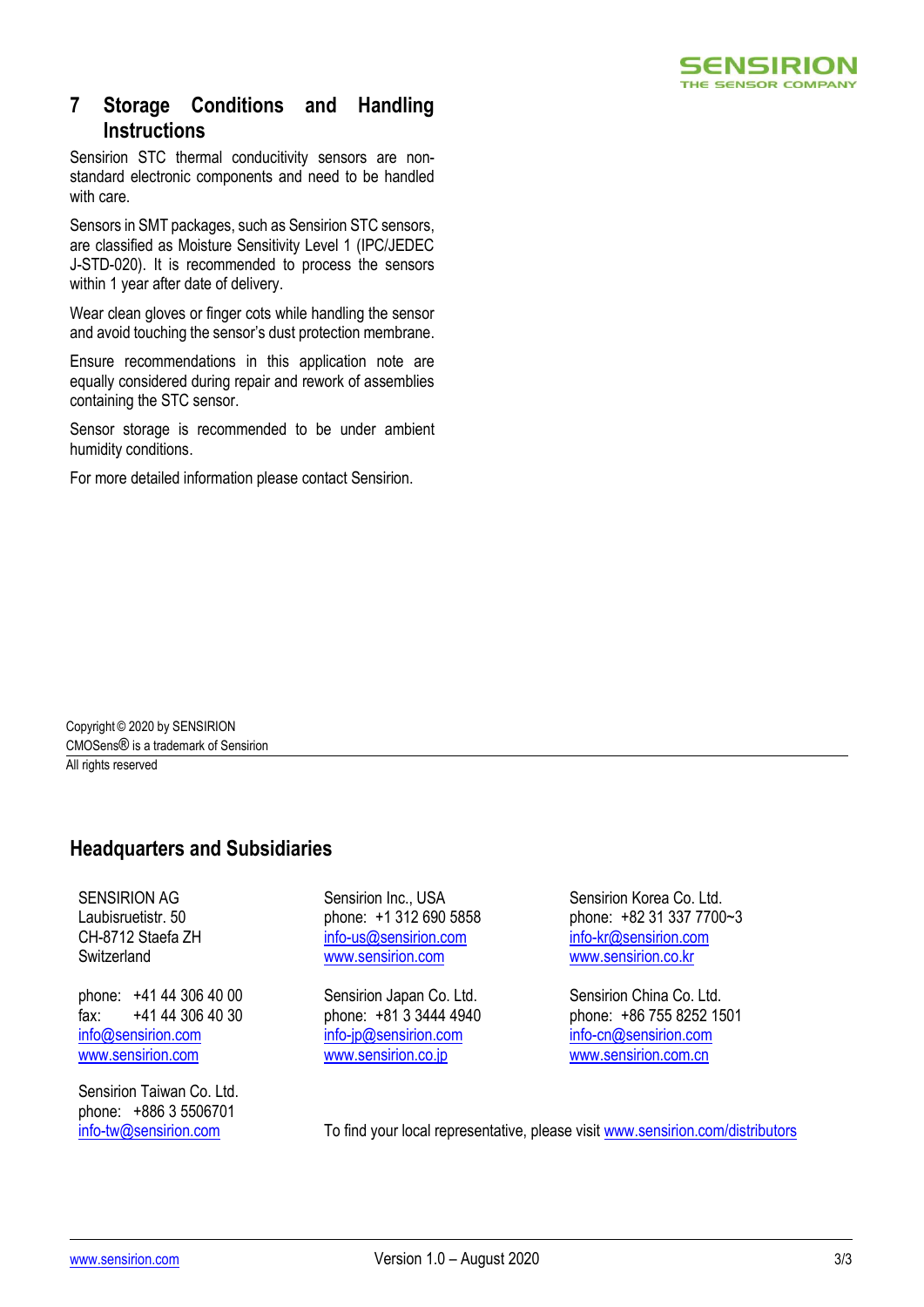## 7 Storage Conditions and Handling Instructions

Sensirion STC thermal conducitivity sensors are non-standard electronic components and need to be handled with care.

Sensors in SMT packages, such as Sensirion STC sensors, are classified as Moisture Sensitivity Level 1 (IPC/JEDEC J-STD-020). It is recommended to process the sensors within 1 year after date of delivery.

Wear clean gloves or finger cots while handling the sensor and avoid touching the sensor's dust protection membrane.

Ensure recommendations in this application note are equally considered during repair and rework of assemblies containing the STC sensor.

Sensor storage is recommended to be under ambient humidity conditions.

For more detailed information please contact Sensirion.

Copyright © 2020 by SENSIRION
CMOSens® is a trademark of Sensirion
All rights reserved

## Headquarters and Subsidiaries

SENSIRION AG
Laubisruetistr. 50
CH-8712 Staefa ZH
Switzerland

phone: +41 44 306 40 00
fax: +41 44 306 40 30
info@sensirion.com
www.sensirion.com

Sensirion Taiwan Co. Ltd.
phone: +886 3 5506701
info-tw@sensirion.com

Sensirion Inc., USA
phone: +1 312 690 5858
info-us@sensirion.com
www.sensirion.com

Sensirion Japan Co. Ltd.
phone: +81 3 3444 4940
info-jp@sensirion.com
www.sensirion.co.jp

Sensirion Korea Co. Ltd.
phone: +82 31 337 7700~3
info-kr@sensirion.com
www.sensirion.co.kr

Sensirion China Co. Ltd.
phone: +86 755 8252 1501
info-cn@sensirion.com
www.sensirion.com.cn

To find your local representative, please visit www.sensirion.com/distributors